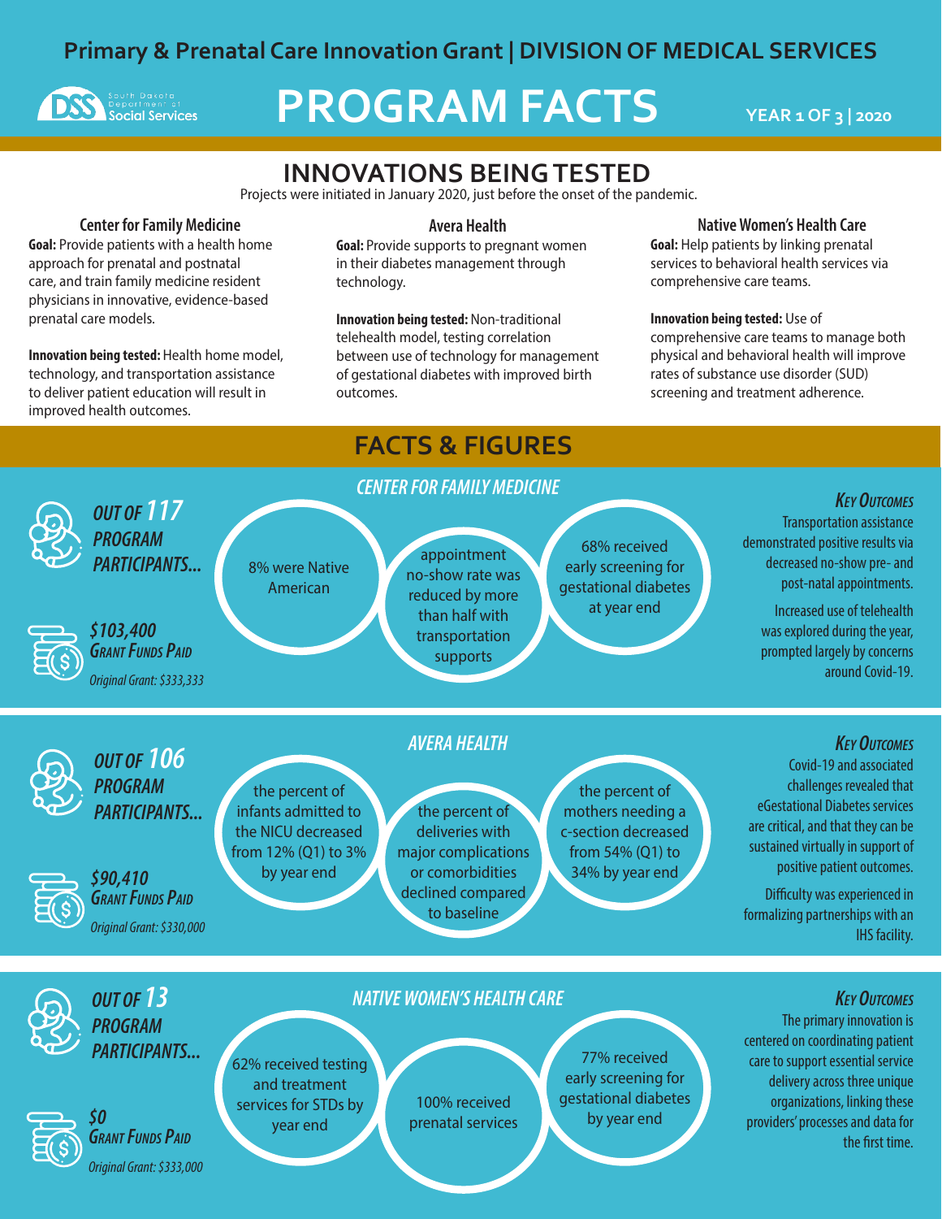Primary & Prenatal Care Innovation Grant | DIVISION OF MEDICAL SERVICES

South Dakota Department of Social Services

# PROGRAM FACTS

YEAR 1 OF 3 | 2020

## INNOVATIONS BEING TESTED

Projects were initiated in January 2020, just before the onset of the pandemic.

### Center for Family Medicine

**Goal:** Provide patients with a health home approach for prenatal and postnatal care, and train family medicine resident physicians in innovative, evidence-based prenatal care models.

**Innovation being tested:** Health home model, technology, and transportation assistance to deliver patient education will result in improved health outcomes.

### Avera Health

**Goal:** Provide supports to pregnant women in their diabetes management through technology.

**Innovation being tested:** Non-traditional telehealth model, testing correlation between use of technology for management of gestational diabetes with improved birth outcomes.

### Native Women's Health Care

**Goal:** Help patients by linking prenatal services to behavioral health services via comprehensive care teams.

**Innovation being tested:** Use of comprehensive care teams to manage both physical and behavioral health will improve rates of substance use disorder (SUD) screening and treatment adherence.

## FACTS & FIGURES

### *CENTER FOR FAMILY MEDICINE*

***OUT OF 117 PROGRAM PARTICIPANTS...***

- 8% were Native American
- appointment no-show rate was reduced by more than half with transportation supports
- 68% received early screening for gestational diabetes at year end

***$103,400 Grant Funds Paid***

*Original Grant: $333,333*

***Key Outcomes***

Transportation assistance demonstrated positive results via decreased no-show pre- and post-natal appointments.

Increased use of telehealth was explored during the year, prompted largely by concerns around Covid-19.

### *AVERA HEALTH*

***OUT OF 106 PROGRAM PARTICIPANTS...***

- the percent of infants admitted to the NICU decreased from 12% (Q1) to 3% by year end
- the percent of deliveries with major complications or comorbidities declined compared to baseline
- the percent of mothers needing a c-section decreased from 54% (Q1) to 34% by year end

***$90,410 Grant Funds Paid***

*Original Grant: $330,000*

***Key Outcomes***

Covid-19 and associated challenges revealed that eGestational Diabetes services are critical, and that they can be sustained virtually in support of positive patient outcomes.

Difficulty was experienced in formalizing partnerships with an IHS facility.

### *NATIVE WOMEN'S HEALTH CARE*

***OUT OF 13 PROGRAM PARTICIPANTS...***

- 62% received testing and treatment services for STDs by year end
- 100% received prenatal services
- 77% received early screening for gestational diabetes by year end

***$0 Grant Funds Paid***

*Original Grant: $333,000*

***Key Outcomes***

The primary innovation is centered on coordinating patient care to support essential service delivery across three unique organizations, linking these providers' processes and data for the first time.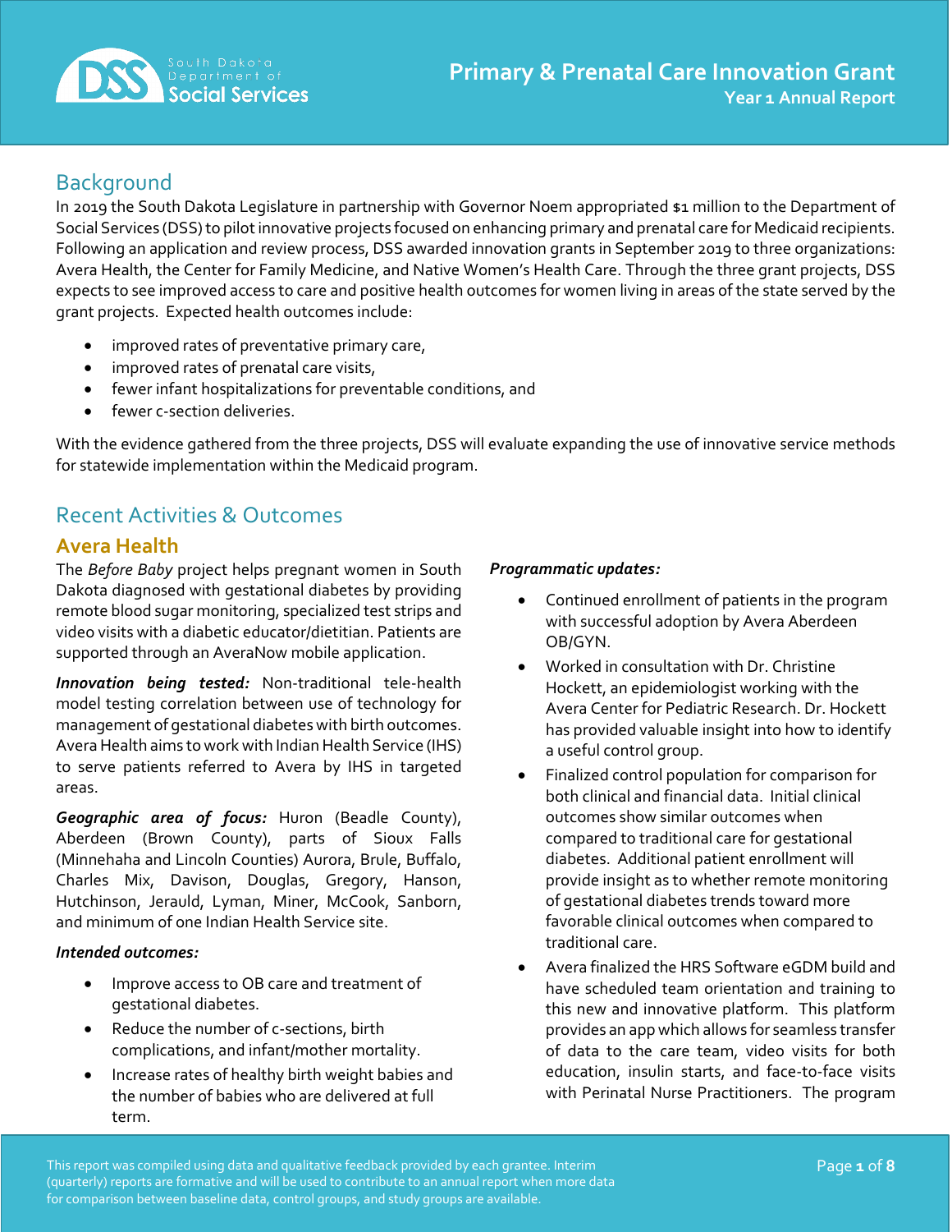## Background

In 2019 the South Dakota Legislature in partnership with Governor Noem appropriated $1 million to the Department of Social Services (DSS) to pilot innovative projects focused on enhancing primary and prenatal care for Medicaid recipients. Following an application and review process, DSS awarded innovation grants in September 2019 to three organizations: Avera Health, the Center for Family Medicine, and Native Women's Health Care. Through the three grant projects, DSS expects to see improved access to care and positive health outcomes for women living in areas of the state served by the grant projects. Expected health outcomes include:

- improved rates of preventative primary care,
- improved rates of prenatal care visits,
- fewer infant hospitalizations for preventable conditions, and
- fewer c-section deliveries.

With the evidence gathered from the three projects, DSS will evaluate expanding the use of innovative service methods for statewide implementation within the Medicaid program.

## Recent Activities & Outcomes

### Avera Health

The *Before Baby* project helps pregnant women in South Dakota diagnosed with gestational diabetes by providing remote blood sugar monitoring, specialized test strips and video visits with a diabetic educator/dietitian. Patients are supported through an AveraNow mobile application.

***Innovation being tested:*** Non-traditional tele-health model testing correlation between use of technology for management of gestational diabetes with birth outcomes. Avera Health aims to work with Indian Health Service (IHS) to serve patients referred to Avera by IHS in targeted areas.

***Geographic area of focus:*** Huron (Beadle County), Aberdeen (Brown County), parts of Sioux Falls (Minnehaha and Lincoln Counties) Aurora, Brule, Buffalo, Charles Mix, Davison, Douglas, Gregory, Hanson, Hutchinson, Jerauld, Lyman, Miner, McCook, Sanborn, and minimum of one Indian Health Service site.

***Intended outcomes:***

- Improve access to OB care and treatment of gestational diabetes.
- Reduce the number of c-sections, birth complications, and infant/mother mortality.
- Increase rates of healthy birth weight babies and the number of babies who are delivered at full term.

***Programmatic updates:***

- Continued enrollment of patients in the program with successful adoption by Avera Aberdeen OB/GYN.
- Worked in consultation with Dr. Christine Hockett, an epidemiologist working with the Avera Center for Pediatric Research. Dr. Hockett has provided valuable insight into how to identify a useful control group.
- Finalized control population for comparison for both clinical and financial data. Initial clinical outcomes show similar outcomes when compared to traditional care for gestational diabetes. Additional patient enrollment will provide insight as to whether remote monitoring of gestational diabetes trends toward more favorable clinical outcomes when compared to traditional care.
- Avera finalized the HRS Software eGDM build and have scheduled team orientation and training to this new and innovative platform. This platform provides an app which allows for seamless transfer of data to the care team, video visits for both education, insulin starts, and face-to-face visits with Perinatal Nurse Practitioners. The program

This report was compiled using data and qualitative feedback provided by each grantee. Interim (quarterly) reports are formative and will be used to contribute to an annual report when more data for comparison between baseline data, control groups, and study groups are available.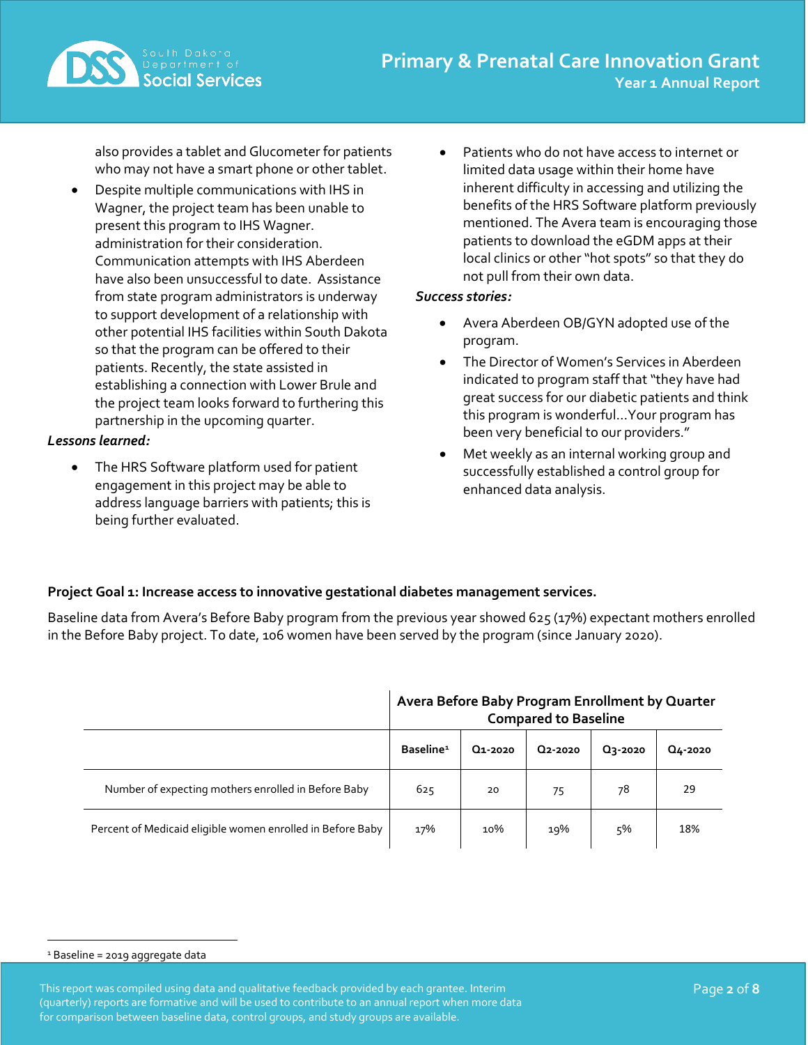also provides a tablet and Glucometer for patients who may not have a smart phone or other tablet.

- Despite multiple communications with IHS in Wagner, the project team has been unable to present this program to IHS Wagner. administration for their consideration. Communication attempts with IHS Aberdeen have also been unsuccessful to date. Assistance from state program administrators is underway to support development of a relationship with other potential IHS facilities within South Dakota so that the program can be offered to their patients. Recently, the state assisted in establishing a connection with Lower Brule and the project team looks forward to furthering this partnership in the upcoming quarter.

***Lessons learned:***

- The HRS Software platform used for patient engagement in this project may be able to address language barriers with patients; this is being further evaluated.
- Patients who do not have access to internet or limited data usage within their home have inherent difficulty in accessing and utilizing the benefits of the HRS Software platform previously mentioned. The Avera team is encouraging those patients to download the eGDM apps at their local clinics or other "hot spots" so that they do not pull from their own data.

***Success stories:***

- Avera Aberdeen OB/GYN adopted use of the program.
- The Director of Women's Services in Aberdeen indicated to program staff that "they have had great success for our diabetic patients and think this program is wonderful…Your program has been very beneficial to our providers."
- Met weekly as an internal working group and successfully established a control group for enhanced data analysis.

**Project Goal 1: Increase access to innovative gestational diabetes management services.**

Baseline data from Avera's Before Baby program from the previous year showed 625 (17%) expectant mothers enrolled in the Before Baby project. To date, 106 women have been served by the program (since January 2020).

| | Avera Before Baby Program Enrollment by Quarter Compared to Baseline | | | | |
|---|---|---|---|---|---|
| | Baseline[1] | Q1-2020 | Q2-2020 | Q3-2020 | Q4-2020 |
| Number of expecting mothers enrolled in Before Baby | 625 | 20 | 75 | 78 | 29 |
| Percent of Medicaid eligible women enrolled in Before Baby | 17% | 10% | 19% | 5% | 18% |

[1] Baseline = 2019 aggregate data

This report was compiled using data and qualitative feedback provided by each grantee. Interim (quarterly) reports are formative and will be used to contribute to an annual report when more data for comparison between baseline data, control groups, and study groups are available.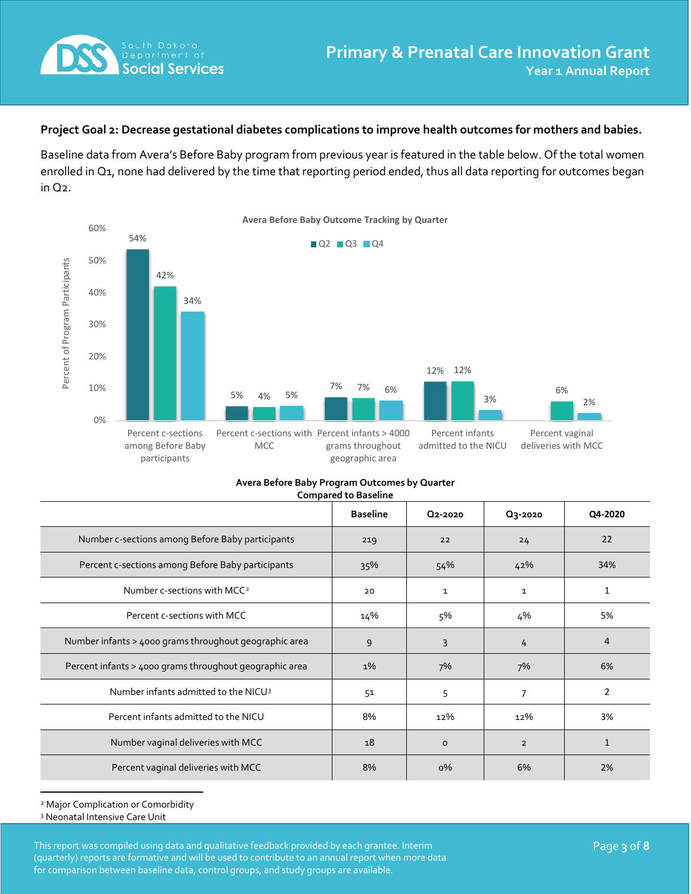**Project Goal 2: Decrease gestational diabetes complications to improve health outcomes for mothers and babies.**

Baseline data from Avera's Before Baby program from previous year is featured in the table below. Of the total women enrolled in Q1, none had delivered by the time that reporting period ended, thus all data reporting for outcomes began in Q2.

**Avera Before Baby Outcome Tracking by Quarter**

| | Q2 | Q3 | Q4 |
|---|---|---|---|
| Percent c-sections among Before Baby participants | 54% | 42% | 34% |
| Percent c-sections with MCC | 5% | 4% | 5% |
| Percent infants > 4000 grams throughout geographic area | 7% | 7% | 6% |
| Percent infants admitted to the NICU | 12% | 12% | 3% |
| Percent vaginal deliveries with MCC | | 6% | 2% |

**Avera Before Baby Program Outcomes by Quarter Compared to Baseline**

| | Baseline | Q2-2020 | Q3-2020 | Q4-2020 |
|---|---|---|---|---|
| Number c-sections among Before Baby participants | 219 | 22 | 24 | 22 |
| Percent c-sections among Before Baby participants | 35% | 54% | 42% | 34% |
| Number c-sections with MCC[2] | 20 | 1 | 1 | 1 |
| Percent c-sections with MCC | 14% | 5% | 4% | 5% |
| Number infants > 4000 grams throughout geographic area | 9 | 3 | 4 | 4 |
| Percent infants > 4000 grams throughout geographic area | 1% | 7% | 7% | 6% |
| Number infants admitted to the NICU[3] | 51 | 5 | 7 | 2 |
| Percent infants admitted to the NICU | 8% | 12% | 12% | 3% |
| Number vaginal deliveries with MCC | 18 | 0 | 2 | 1 |
| Percent vaginal deliveries with MCC | 8% | 0% | 6% | 2% |

[2] Major Complication or Comorbidity
[3] Neonatal Intensive Care Unit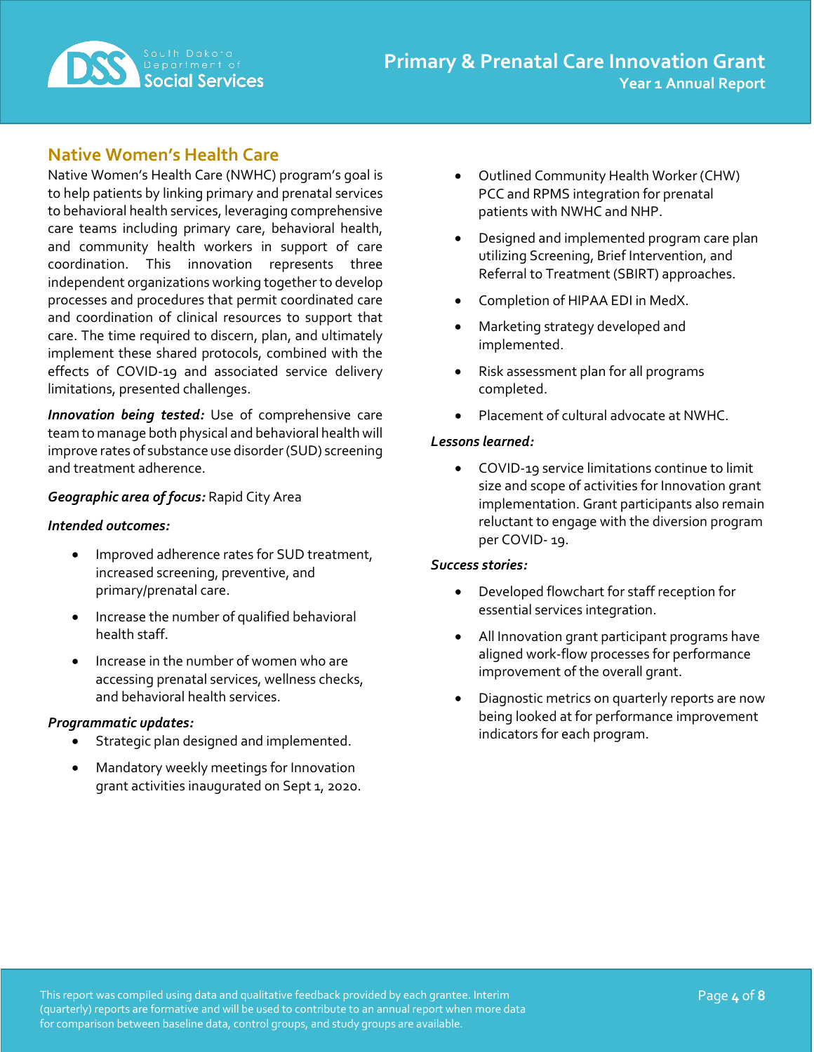## Native Women's Health Care

Native Women's Health Care (NWHC) program's goal is to help patients by linking primary and prenatal services to behavioral health services, leveraging comprehensive care teams including primary care, behavioral health, and community health workers in support of care coordination. This innovation represents three independent organizations working together to develop processes and procedures that permit coordinated care and coordination of clinical resources to support that care. The time required to discern, plan, and ultimately implement these shared protocols, combined with the effects of COVID-19 and associated service delivery limitations, presented challenges.

***Innovation being tested:*** Use of comprehensive care team to manage both physical and behavioral health will improve rates of substance use disorder (SUD) screening and treatment adherence.

***Geographic area of focus:*** Rapid City Area

***Intended outcomes:***

- Improved adherence rates for SUD treatment, increased screening, preventive, and primary/prenatal care.
- Increase the number of qualified behavioral health staff.
- Increase in the number of women who are accessing prenatal services, wellness checks, and behavioral health services.

***Programmatic updates:***

- Strategic plan designed and implemented.
- Mandatory weekly meetings for Innovation grant activities inaugurated on Sept 1, 2020.
- Outlined Community Health Worker (CHW) PCC and RPMS integration for prenatal patients with NWHC and NHP.
- Designed and implemented program care plan utilizing Screening, Brief Intervention, and Referral to Treatment (SBIRT) approaches.
- Completion of HIPAA EDI in MedX.
- Marketing strategy developed and implemented.
- Risk assessment plan for all programs completed.
- Placement of cultural advocate at NWHC.

***Lessons learned:***

- COVID-19 service limitations continue to limit size and scope of activities for Innovation grant implementation. Grant participants also remain reluctant to engage with the diversion program per COVID- 19.

***Success stories:***

- Developed flowchart for staff reception for essential services integration.
- All Innovation grant participant programs have aligned work-flow processes for performance improvement of the overall grant.
- Diagnostic metrics on quarterly reports are now being looked at for performance improvement indicators for each program.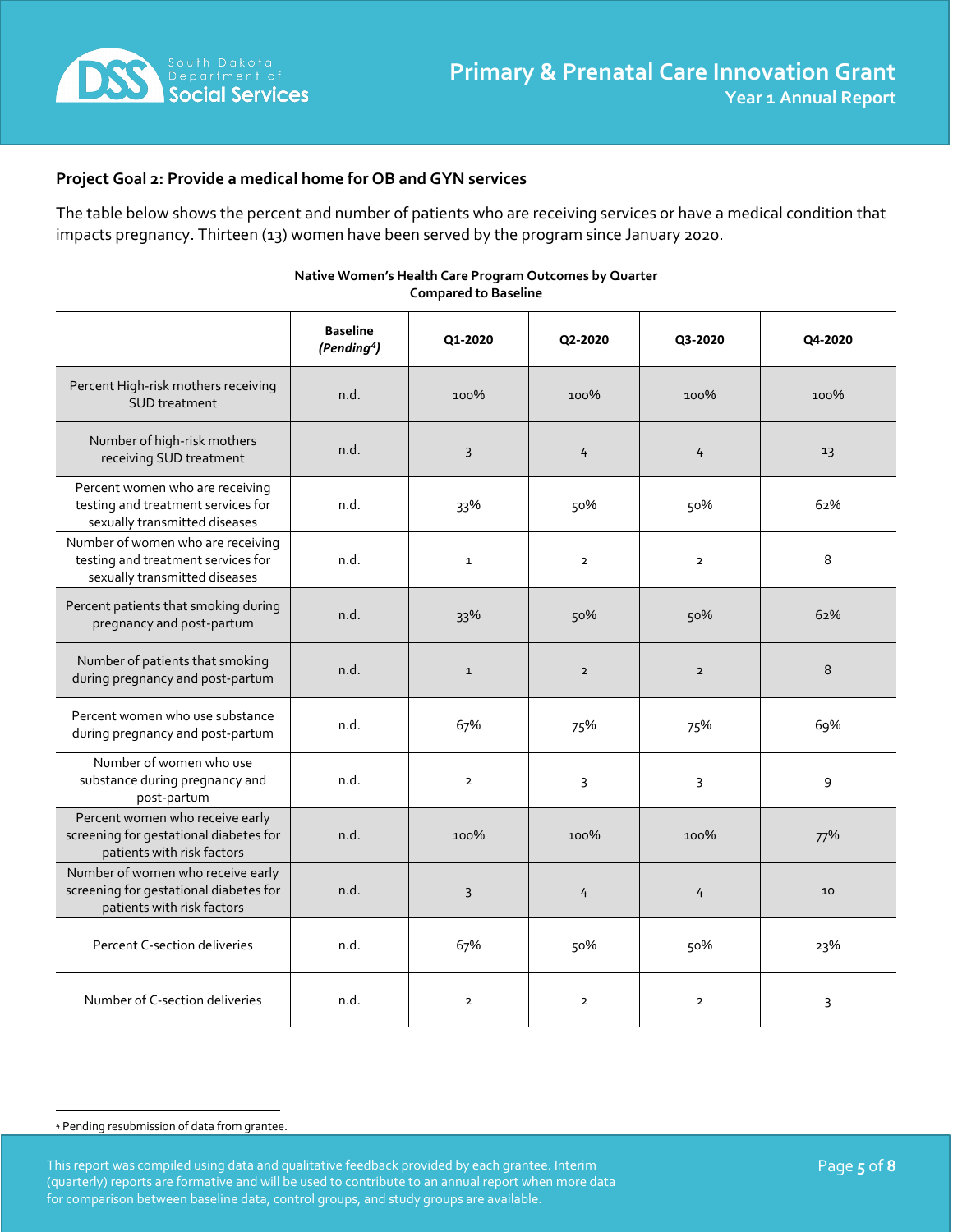### Project Goal 2: Provide a medical home for OB and GYN services

The table below shows the percent and number of patients who are receiving services or have a medical condition that impacts pregnancy. Thirteen (13) women have been served by the program since January 2020.

**Native Women's Health Care Program Outcomes by Quarter Compared to Baseline**

| | Baseline *(Pending[4])* | Q1-2020 | Q2-2020 | Q3-2020 | Q4-2020 |
|---|---|---|---|---|---|
| Percent High-risk mothers receiving SUD treatment | n.d. | 100% | 100% | 100% | 100% |
| Number of high-risk mothers receiving SUD treatment | n.d. | 3 | 4 | 4 | 13 |
| Percent women who are receiving testing and treatment services for sexually transmitted diseases | n.d. | 33% | 50% | 50% | 62% |
| Number of women who are receiving testing and treatment services for sexually transmitted diseases | n.d. | 1 | 2 | 2 | 8 |
| Percent patients that smoking during pregnancy and post-partum | n.d. | 33% | 50% | 50% | 62% |
| Number of patients that smoking during pregnancy and post-partum | n.d. | 1 | 2 | 2 | 8 |
| Percent women who use substance during pregnancy and post-partum | n.d. | 67% | 75% | 75% | 69% |
| Number of women who use substance during pregnancy and post-partum | n.d. | 2 | 3 | 3 | 9 |
| Percent women who receive early screening for gestational diabetes for patients with risk factors | n.d. | 100% | 100% | 100% | 77% |
| Number of women who receive early screening for gestational diabetes for patients with risk factors | n.d. | 3 | 4 | 4 | 10 |
| Percent C-section deliveries | n.d. | 67% | 50% | 50% | 23% |
| Number of C-section deliveries | n.d. | 2 | 2 | 2 | 3 |

[4] Pending resubmission of data from grantee.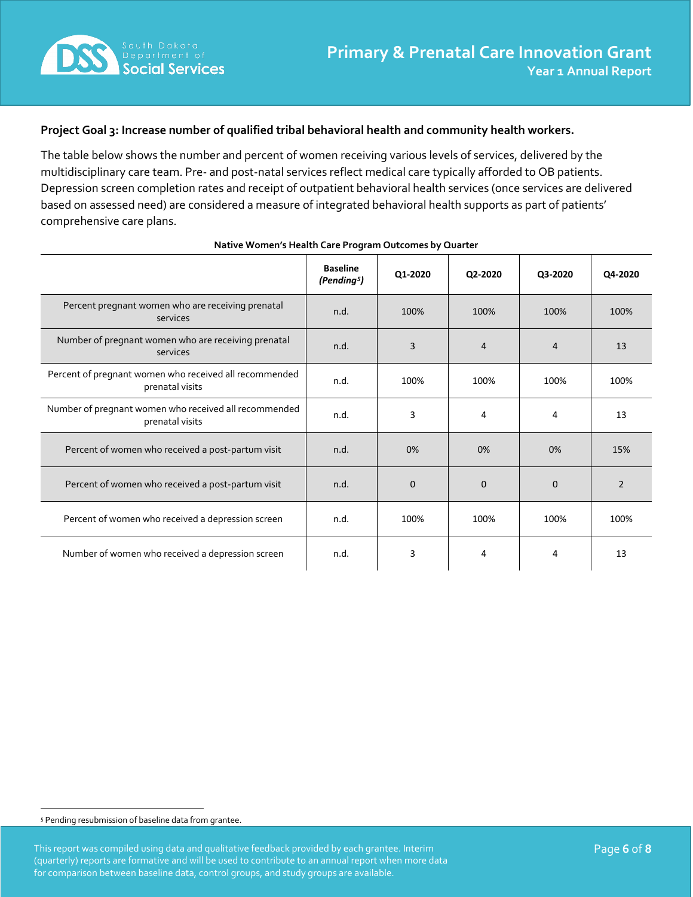**Project Goal 3: Increase number of qualified tribal behavioral health and community health workers.**

The table below shows the number and percent of women receiving various levels of services, delivered by the multidisciplinary care team. Pre- and post-natal services reflect medical care typically afforded to OB patients. Depression screen completion rates and receipt of outpatient behavioral health services (once services are delivered based on assessed need) are considered a measure of integrated behavioral health supports as part of patients' comprehensive care plans.

**Native Women's Health Care Program Outcomes by Quarter**

| | Baseline *(Pending[5])* | Q1-2020 | Q2-2020 | Q3-2020 | Q4-2020 |
|---|---|---|---|---|---|
| Percent pregnant women who are receiving prenatal services | n.d. | 100% | 100% | 100% | 100% |
| Number of pregnant women who are receiving prenatal services | n.d. | 3 | 4 | 4 | 13 |
| Percent of pregnant women who received all recommended prenatal visits | n.d. | 100% | 100% | 100% | 100% |
| Number of pregnant women who received all recommended prenatal visits | n.d. | 3 | 4 | 4 | 13 |
| Percent of women who received a post-partum visit | n.d. | 0% | 0% | 0% | 15% |
| Percent of women who received a post-partum visit | n.d. | 0 | 0 | 0 | 2 |
| Percent of women who received a depression screen | n.d. | 100% | 100% | 100% | 100% |
| Number of women who received a depression screen | n.d. | 3 | 4 | 4 | 13 |

[5] Pending resubmission of baseline data from grantee.

This report was compiled using data and qualitative feedback provided by each grantee. Interim (quarterly) reports are formative and will be used to contribute to an annual report when more data for comparison between baseline data, control groups, and study groups are available.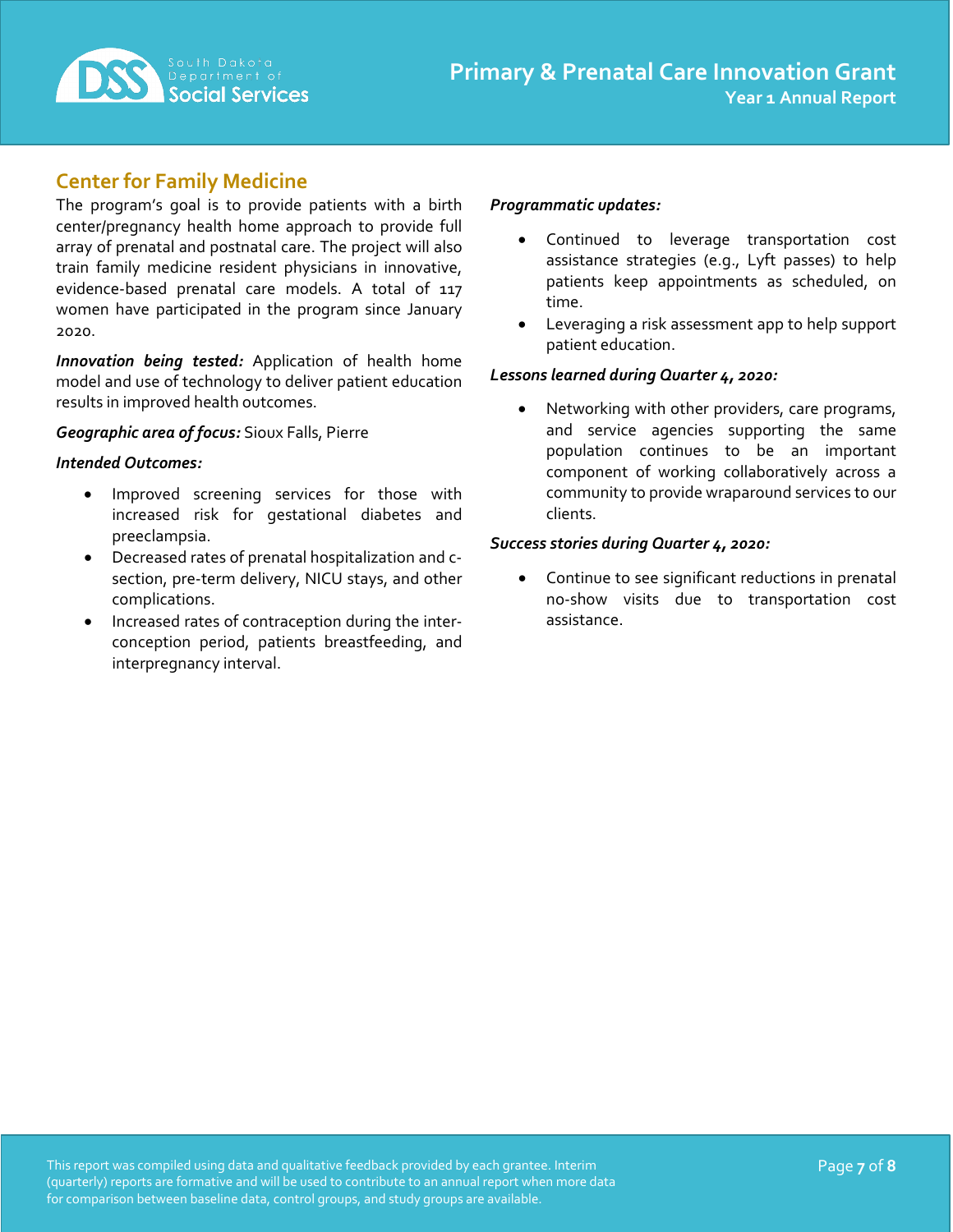## Center for Family Medicine

The program's goal is to provide patients with a birth center/pregnancy health home approach to provide full array of prenatal and postnatal care. The project will also train family medicine resident physicians in innovative, evidence-based prenatal care models. A total of 117 women have participated in the program since January 2020.

***Innovation being tested:*** Application of health home model and use of technology to deliver patient education results in improved health outcomes.

***Geographic area of focus:*** Sioux Falls, Pierre

***Intended Outcomes:***

- Improved screening services for those with increased risk for gestational diabetes and preeclampsia.
- Decreased rates of prenatal hospitalization and c-section, pre-term delivery, NICU stays, and other complications.
- Increased rates of contraception during the inter-conception period, patients breastfeeding, and interpregnancy interval.

***Programmatic updates:***

- Continued to leverage transportation cost assistance strategies (e.g., Lyft passes) to help patients keep appointments as scheduled, on time.
- Leveraging a risk assessment app to help support patient education.

***Lessons learned during Quarter 4, 2020:***

- Networking with other providers, care programs, and service agencies supporting the same population continues to be an important component of working collaboratively across a community to provide wraparound services to our clients.

***Success stories during Quarter 4, 2020:***

- Continue to see significant reductions in prenatal no-show visits due to transportation cost assistance.

This report was compiled using data and qualitative feedback provided by each grantee. Interim (quarterly) reports are formative and will be used to contribute to an annual report when more data for comparison between baseline data, control groups, and study groups are available.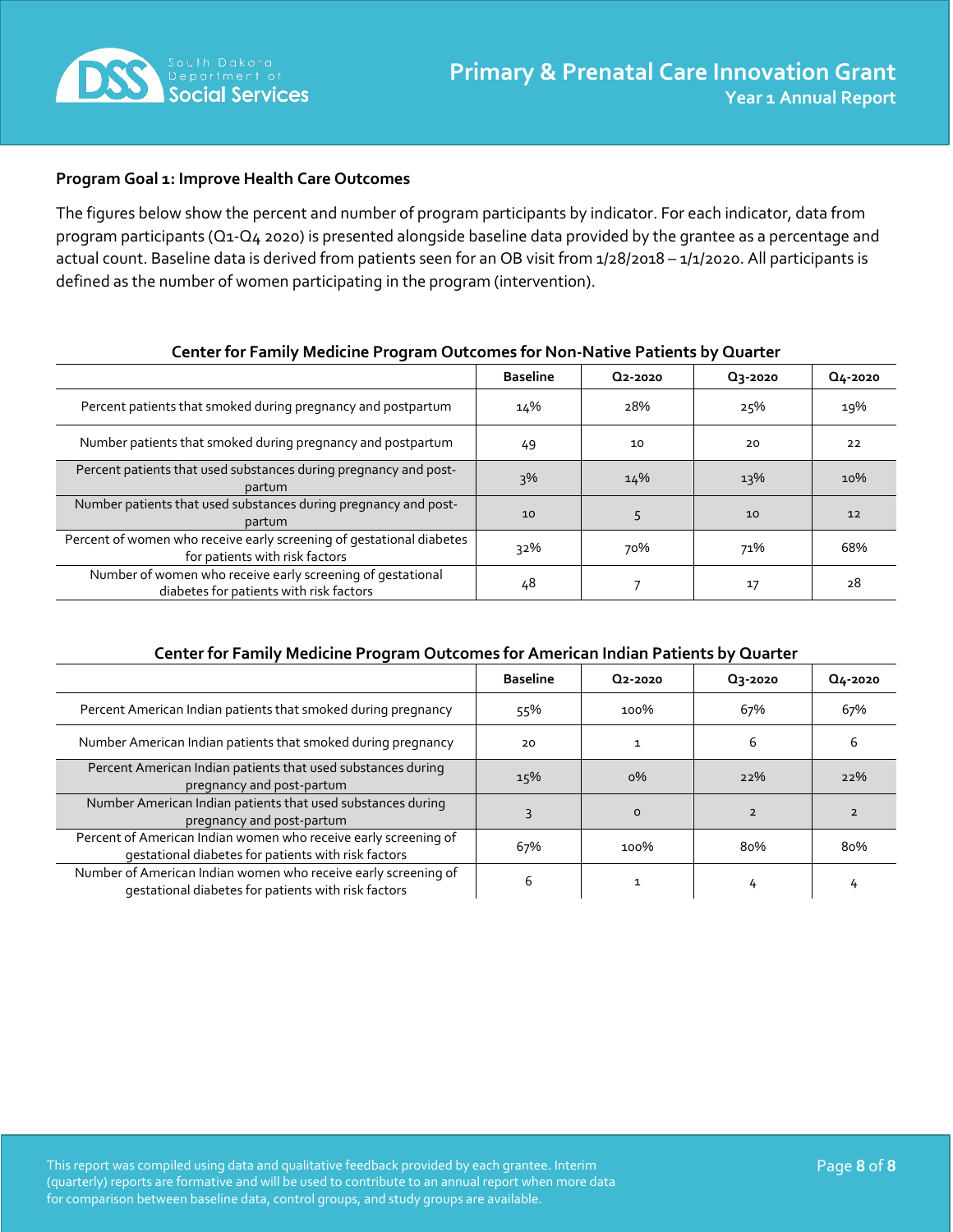### Program Goal 1: Improve Health Care Outcomes

The figures below show the percent and number of program participants by indicator. For each indicator, data from program participants (Q1-Q4 2020) is presented alongside baseline data provided by the grantee as a percentage and actual count. Baseline data is derived from patients seen for an OB visit from 1/28/2018 – 1/1/2020. All participants is defined as the number of women participating in the program (intervention).

**Center for Family Medicine Program Outcomes for Non-Native Patients by Quarter**

| | Baseline | Q2-2020 | Q3-2020 | Q4-2020 |
|---|---|---|---|---|
| Percent patients that smoked during pregnancy and postpartum | 14% | 28% | 25% | 19% |
| Number patients that smoked during pregnancy and postpartum | 49 | 10 | 20 | 22 |
| Percent patients that used substances during pregnancy and post-partum | 3% | 14% | 13% | 10% |
| Number patients that used substances during pregnancy and post-partum | 10 | 5 | 10 | 12 |
| Percent of women who receive early screening of gestational diabetes for patients with risk factors | 32% | 70% | 71% | 68% |
| Number of women who receive early screening of gestational diabetes for patients with risk factors | 48 | 7 | 17 | 28 |

**Center for Family Medicine Program Outcomes for American Indian Patients by Quarter**

| | Baseline | Q2-2020 | Q3-2020 | Q4-2020 |
|---|---|---|---|---|
| Percent American Indian patients that smoked during pregnancy | 55% | 100% | 67% | 67% |
| Number American Indian patients that smoked during pregnancy | 20 | 1 | 6 | 6 |
| Percent American Indian patients that used substances during pregnancy and post-partum | 15% | 0% | 22% | 22% |
| Number American Indian patients that used substances during pregnancy and post-partum | 3 | 0 | 2 | 2 |
| Percent of American Indian women who receive early screening of gestational diabetes for patients with risk factors | 67% | 100% | 80% | 80% |
| Number of American Indian women who receive early screening of gestational diabetes for patients with risk factors | 6 | 1 | 4 | 4 |